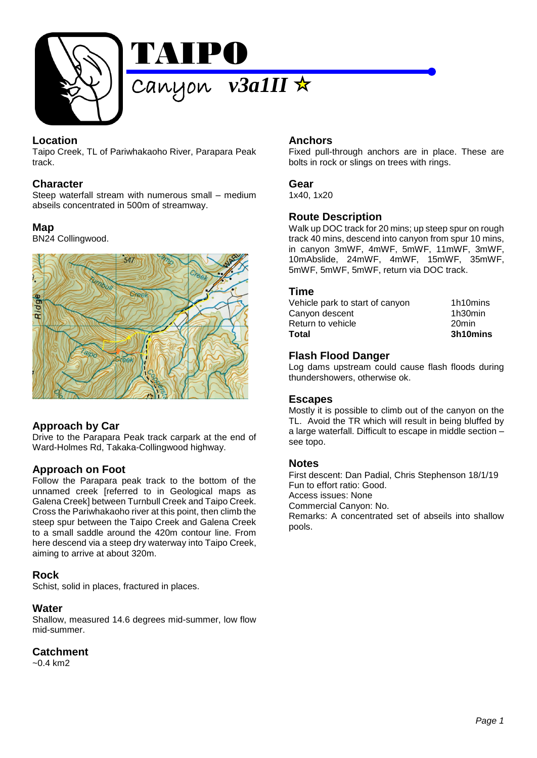# TAIPO

Canyon *v3a1II* ☆

## Location

Taipo Creek, TL of Pariwhakaoho River, Parapara Peak track.

## Character

Steep waterfall stream with numerous small – medium abseils concentrated in 500m of streamway.

## Map

BN24 Collingwood.

## Approach by Car

Drive to the Parapara Peak track carpark at the end of Ward-Holmes Rd, Takaka-Collingwood highway.

## Approach on Foot

Follow the Parapara peak track to the bottom of the unnamed creek [referred to in Geological maps as Galena Creek] between Turnbull Creek and Taipo Creek. Cross the Pariwhakaoho river at this point, then climb the steep spur between the Taipo Creek and Galena Creek to a small saddle around the 420m contour line. From here descend via a steep dry waterway into Taipo Creek, aiming to arrive at about 320m.

## Rock

Schist, solid in places, fractured in places.

## Water

Shallow, measured 14.6 degrees mid-summer, low flow mid-summer.

## Catchment

~0.4 km2

## Anchors

Fixed pull-through anchors are in place. These are bolts in rock or slings on trees with rings.

## Gear

1x40, 1x20

## Route Description

Walk up DOC track for 20 mins; up steep spur on rough track 40 mins, descend into canyon from spur 10 mins, in canyon 3mWF, 4mWF, 5mWF, 11mWF, 3mWF, 10mAbslide, 24mWF, 4mWF, 15mWF, 35mWF, 5mWF, 5mWF, 5mWF, return via DOC track.

## Time

| | |
|---|---|
| Vehicle park to start of canyon | 1h10mins |
| Canyon descent | 1h30min |
| Return to vehicle | 20min |
| **Total** | **3h10mins** |

## Flash Flood Danger

Log dams upstream could cause flash floods during thundershowers, otherwise ok.

## Escapes

Mostly it is possible to climb out of the canyon on the TL. Avoid the TR which will result in being bluffed by a large waterfall. Difficult to escape in middle section – see topo.

## Notes

First descent: Dan Padial, Chris Stephenson 18/1/19
Fun to effort ratio: Good.
Access issues: None
Commercial Canyon: No.
Remarks: A concentrated set of abseils into shallow pools.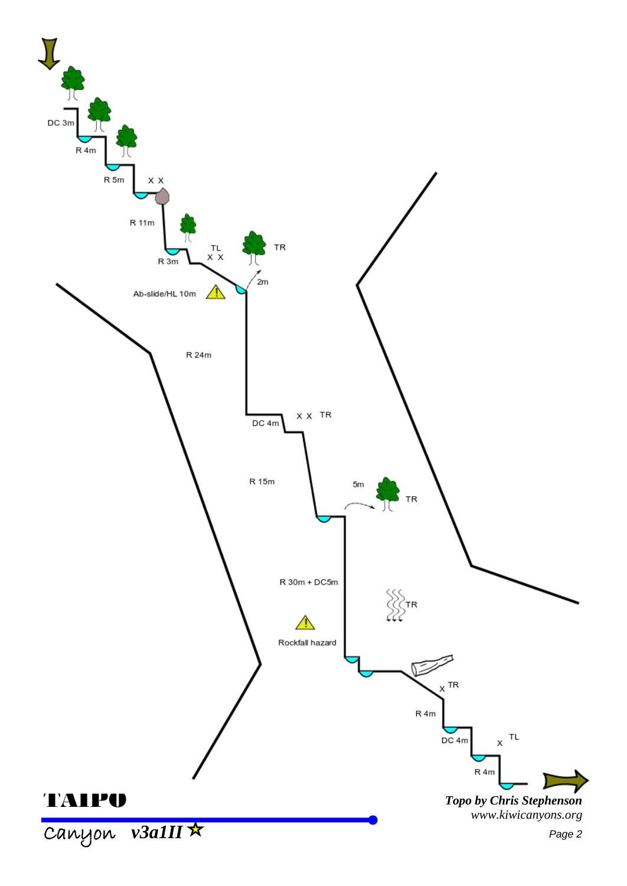DC 3m

R 4m

R 5m

X X

R 11m

R 3m

TL
X X

TR

2m

Ab-slide/HL 10m

R 24m

DC 4m

X X TR

R 15m

5m

TR

R 30m + DC5m

TR

Rockfall hazard

X TR

R 4m

DC 4m

X TL

R 4m

# TAIPO

Canyon v3a1II ☆

***Topo by Chris Stephenson***

*www.kiwicanyons.org*